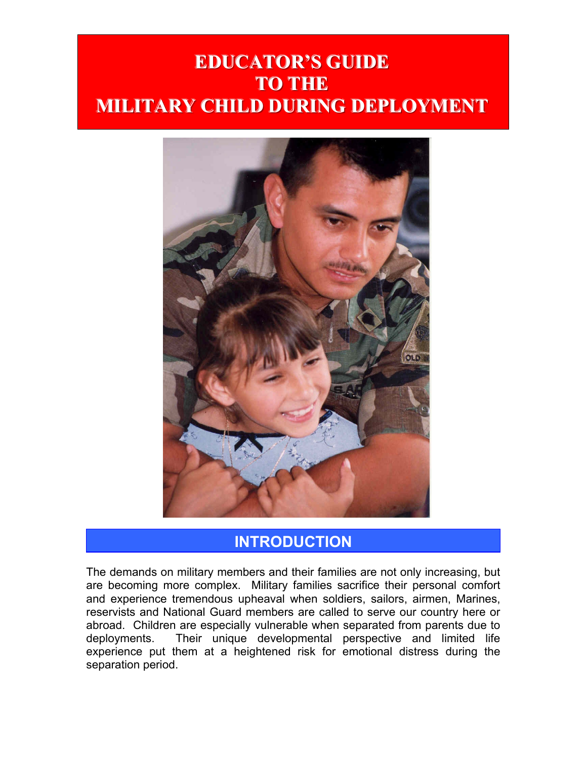# EDUCATOR'S GUIDE TO THE MILITARY CHILD DURING DEPLOYMENT

## INTRODUCTION

The demands on military members and their families are not only increasing, but are becoming more complex. Military families sacrifice their personal comfort and experience tremendous upheaval when soldiers, sailors, airmen, Marines, reservists and National Guard members are called to serve our country here or abroad. Children are especially vulnerable when separated from parents due to deployments. Their unique developmental perspective and limited life experience put them at a heightened risk for emotional distress during the separation period.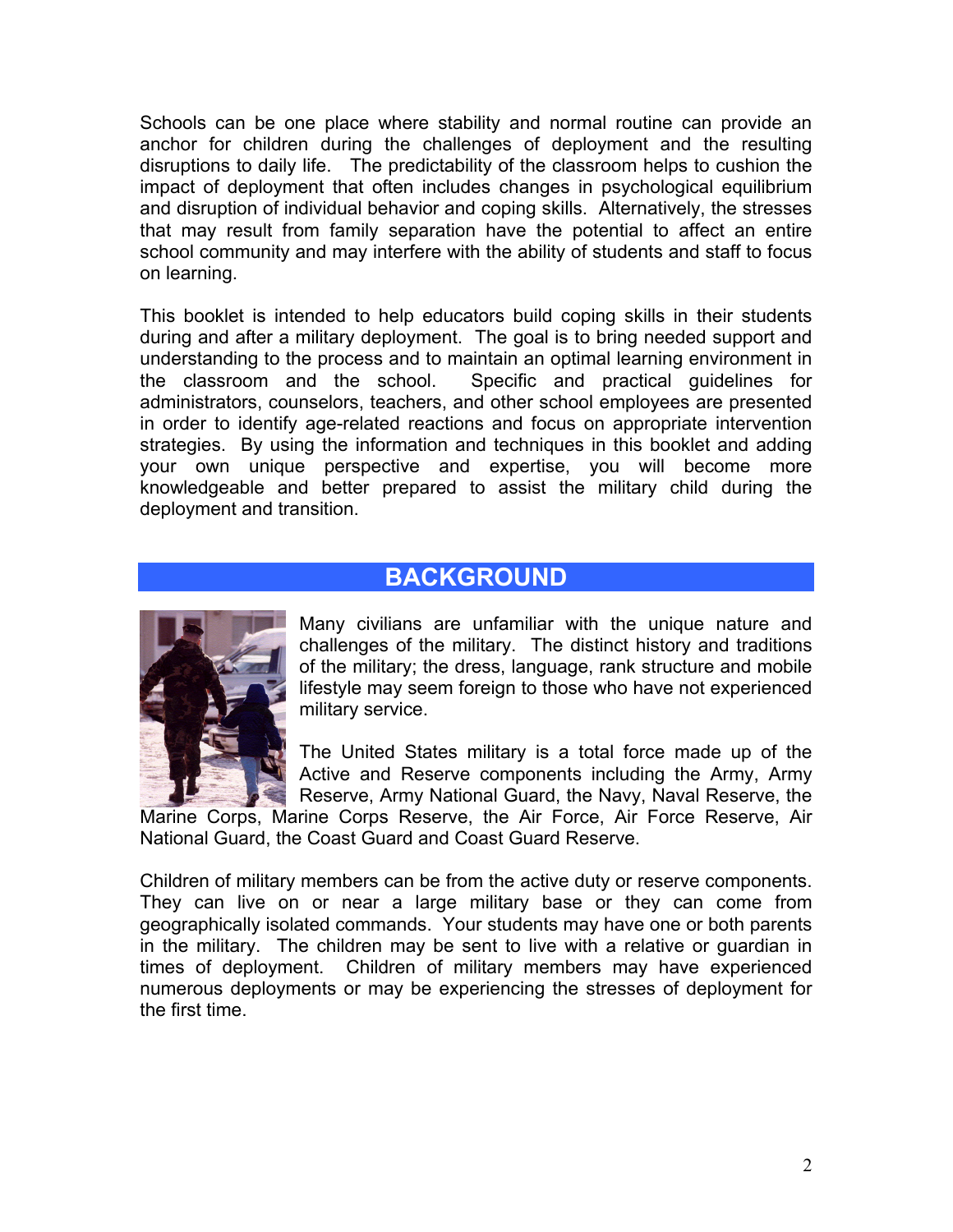Schools can be one place where stability and normal routine can provide an anchor for children during the challenges of deployment and the resulting disruptions to daily life. The predictability of the classroom helps to cushion the impact of deployment that often includes changes in psychological equilibrium and disruption of individual behavior and coping skills. Alternatively, the stresses that may result from family separation have the potential to affect an entire school community and may interfere with the ability of students and staff to focus on learning.

This booklet is intended to help educators build coping skills in their students during and after a military deployment. The goal is to bring needed support and understanding to the process and to maintain an optimal learning environment in the classroom and the school. Specific and practical guidelines for administrators, counselors, teachers, and other school employees are presented in order to identify age-related reactions and focus on appropriate intervention strategies. By using the information and techniques in this booklet and adding your own unique perspective and expertise, you will become more knowledgeable and better prepared to assist the military child during the deployment and transition.

## BACKGROUND

Many civilians are unfamiliar with the unique nature and challenges of the military. The distinct history and traditions of the military; the dress, language, rank structure and mobile lifestyle may seem foreign to those who have not experienced military service.

The United States military is a total force made up of the Active and Reserve components including the Army, Army Reserve, Army National Guard, the Navy, Naval Reserve, the Marine Corps, Marine Corps Reserve, the Air Force, Air Force Reserve, Air National Guard, the Coast Guard and Coast Guard Reserve.

Children of military members can be from the active duty or reserve components. They can live on or near a large military base or they can come from geographically isolated commands. Your students may have one or both parents in the military. The children may be sent to live with a relative or guardian in times of deployment. Children of military members may have experienced numerous deployments or may be experiencing the stresses of deployment for the first time.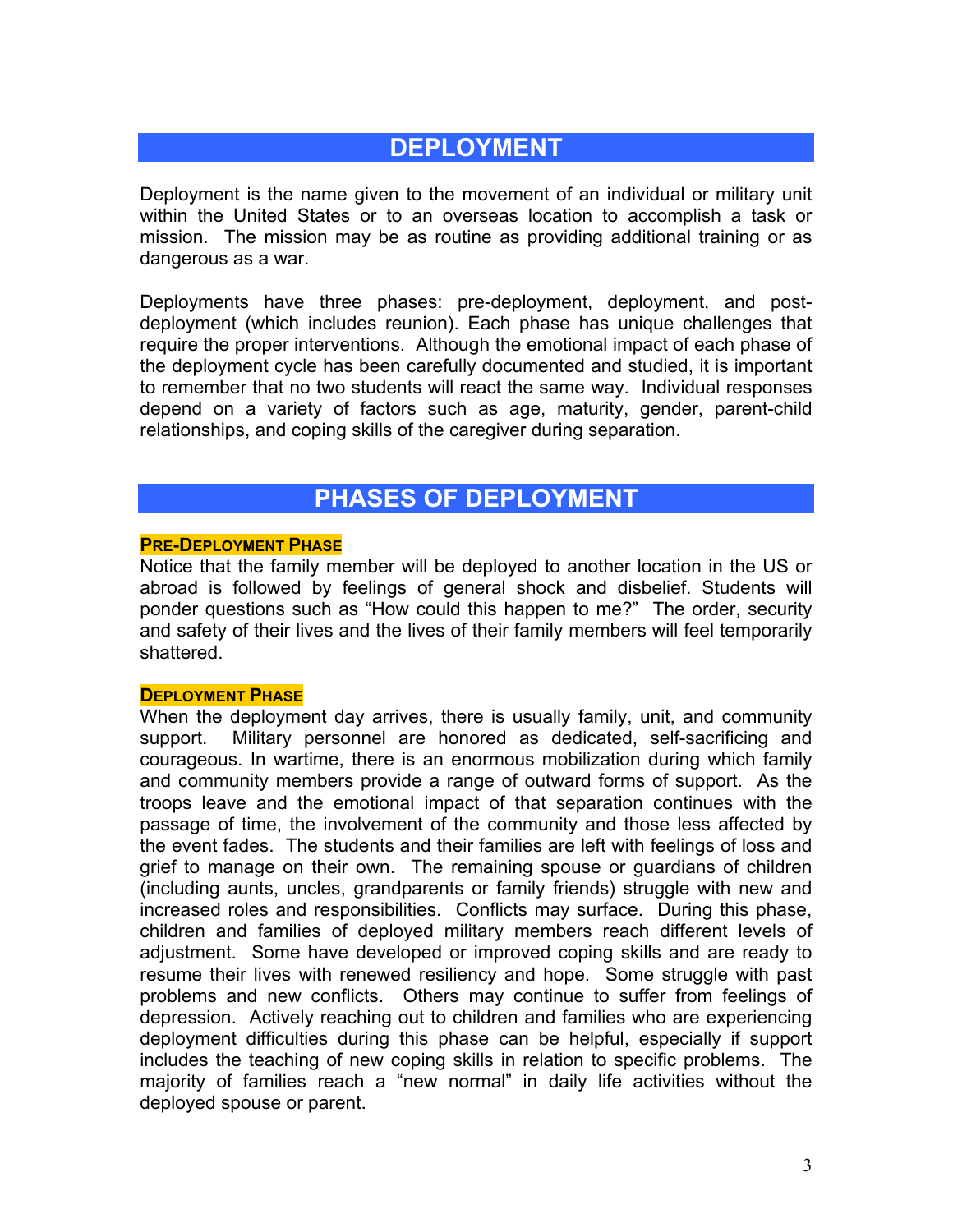## DEPLOYMENT

Deployment is the name given to the movement of an individual or military unit within the United States or to an overseas location to accomplish a task or mission. The mission may be as routine as providing additional training or as dangerous as a war.

Deployments have three phases: pre-deployment, deployment, and post-deployment (which includes reunion). Each phase has unique challenges that require the proper interventions. Although the emotional impact of each phase of the deployment cycle has been carefully documented and studied, it is important to remember that no two students will react the same way. Individual responses depend on a variety of factors such as age, maturity, gender, parent-child relationships, and coping skills of the caregiver during separation.

## PHASES OF DEPLOYMENT

### PRE-DEPLOYMENT PHASE

Notice that the family member will be deployed to another location in the US or abroad is followed by feelings of general shock and disbelief. Students will ponder questions such as "How could this happen to me?" The order, security and safety of their lives and the lives of their family members will feel temporarily shattered.

### DEPLOYMENT PHASE

When the deployment day arrives, there is usually family, unit, and community support. Military personnel are honored as dedicated, self-sacrificing and courageous. In wartime, there is an enormous mobilization during which family and community members provide a range of outward forms of support. As the troops leave and the emotional impact of that separation continues with the passage of time, the involvement of the community and those less affected by the event fades. The students and their families are left with feelings of loss and grief to manage on their own. The remaining spouse or guardians of children (including aunts, uncles, grandparents or family friends) struggle with new and increased roles and responsibilities. Conflicts may surface. During this phase, children and families of deployed military members reach different levels of adjustment. Some have developed or improved coping skills and are ready to resume their lives with renewed resiliency and hope. Some struggle with past problems and new conflicts. Others may continue to suffer from feelings of depression. Actively reaching out to children and families who are experiencing deployment difficulties during this phase can be helpful, especially if support includes the teaching of new coping skills in relation to specific problems. The majority of families reach a "new normal" in daily life activities without the deployed spouse or parent.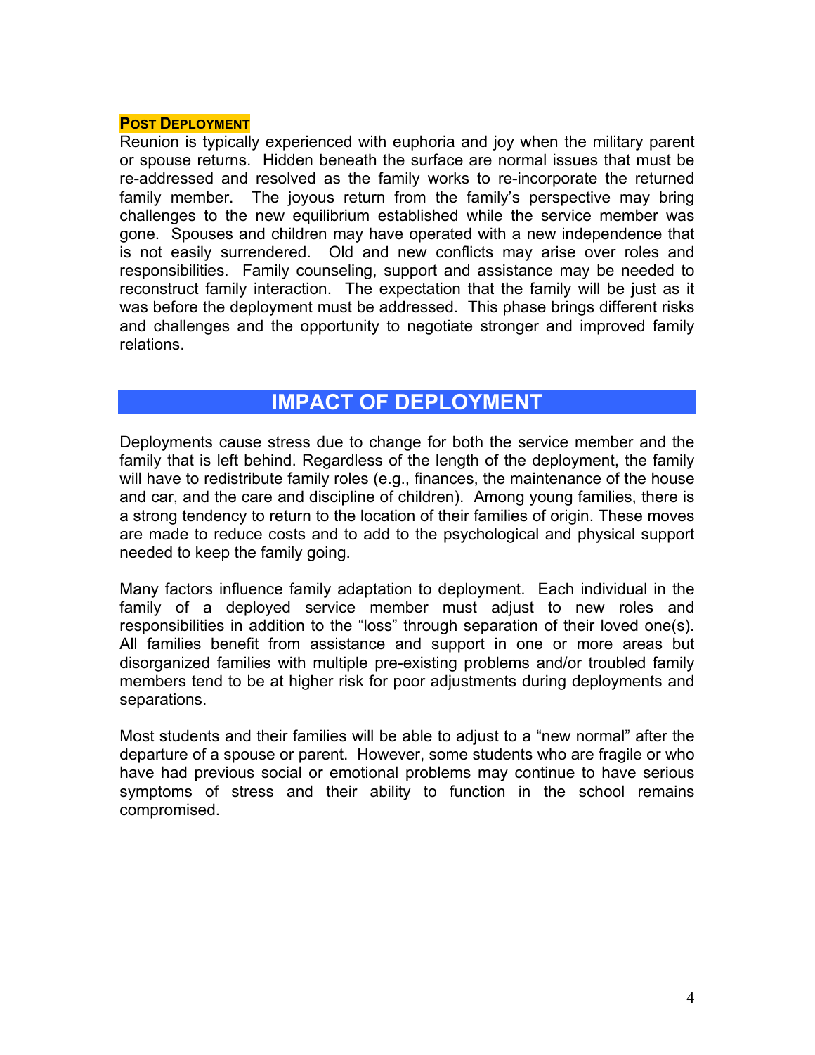### Post Deployment

Reunion is typically experienced with euphoria and joy when the military parent or spouse returns. Hidden beneath the surface are normal issues that must be re-addressed and resolved as the family works to re-incorporate the returned family member. The joyous return from the family's perspective may bring challenges to the new equilibrium established while the service member was gone. Spouses and children may have operated with a new independence that is not easily surrendered. Old and new conflicts may arise over roles and responsibilities. Family counseling, support and assistance may be needed to reconstruct family interaction. The expectation that the family will be just as it was before the deployment must be addressed. This phase brings different risks and challenges and the opportunity to negotiate stronger and improved family relations.

## IMPACT OF DEPLOYMENT

Deployments cause stress due to change for both the service member and the family that is left behind. Regardless of the length of the deployment, the family will have to redistribute family roles (e.g., finances, the maintenance of the house and car, and the care and discipline of children). Among young families, there is a strong tendency to return to the location of their families of origin. These moves are made to reduce costs and to add to the psychological and physical support needed to keep the family going.

Many factors influence family adaptation to deployment. Each individual in the family of a deployed service member must adjust to new roles and responsibilities in addition to the "loss" through separation of their loved one(s). All families benefit from assistance and support in one or more areas but disorganized families with multiple pre-existing problems and/or troubled family members tend to be at higher risk for poor adjustments during deployments and separations.

Most students and their families will be able to adjust to a "new normal" after the departure of a spouse or parent. However, some students who are fragile or who have had previous social or emotional problems may continue to have serious symptoms of stress and their ability to function in the school remains compromised.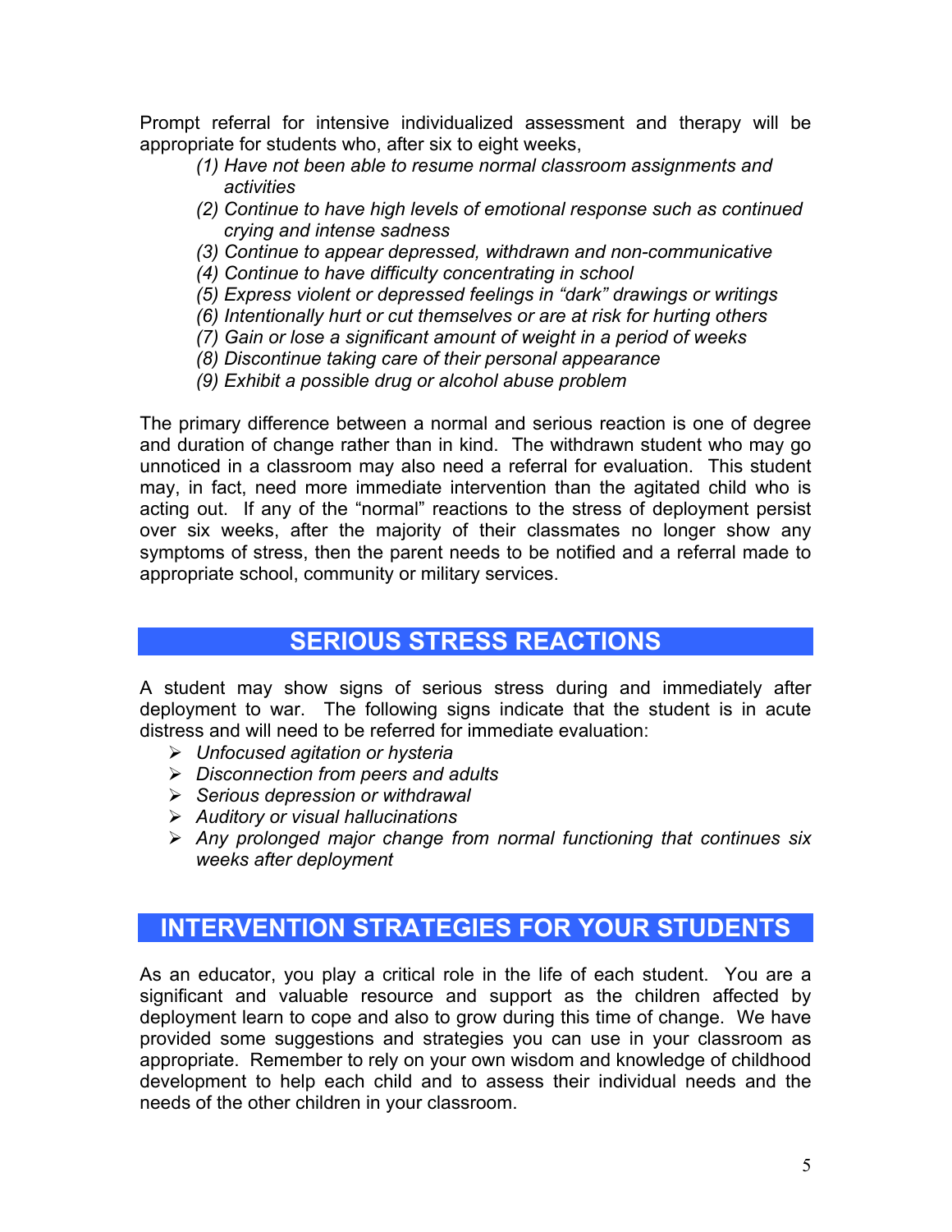Prompt referral for intensive individualized assessment and therapy will be appropriate for students who, after six to eight weeks,

*(1) Have not been able to resume normal classroom assignments and activities*
*(2) Continue to have high levels of emotional response such as continued crying and intense sadness*
*(3) Continue to appear depressed, withdrawn and non-communicative*
*(4) Continue to have difficulty concentrating in school*
*(5) Express violent or depressed feelings in "dark" drawings or writings*
*(6) Intentionally hurt or cut themselves or are at risk for hurting others*
*(7) Gain or lose a significant amount of weight in a period of weeks*
*(8) Discontinue taking care of their personal appearance*
*(9) Exhibit a possible drug or alcohol abuse problem*

The primary difference between a normal and serious reaction is one of degree and duration of change rather than in kind. The withdrawn student who may go unnoticed in a classroom may also need a referral for evaluation. This student may, in fact, need more immediate intervention than the agitated child who is acting out. If any of the "normal" reactions to the stress of deployment persist over six weeks, after the majority of their classmates no longer show any symptoms of stress, then the parent needs to be notified and a referral made to appropriate school, community or military services.

## SERIOUS STRESS REACTIONS

A student may show signs of serious stress during and immediately after deployment to war. The following signs indicate that the student is in acute distress and will need to be referred for immediate evaluation:

- *Unfocused agitation or hysteria*
- *Disconnection from peers and adults*
- *Serious depression or withdrawal*
- *Auditory or visual hallucinations*
- *Any prolonged major change from normal functioning that continues six weeks after deployment*

## INTERVENTION STRATEGIES FOR YOUR STUDENTS

As an educator, you play a critical role in the life of each student. You are a significant and valuable resource and support as the children affected by deployment learn to cope and also to grow during this time of change. We have provided some suggestions and strategies you can use in your classroom as appropriate. Remember to rely on your own wisdom and knowledge of childhood development to help each child and to assess their individual needs and the needs of the other children in your classroom.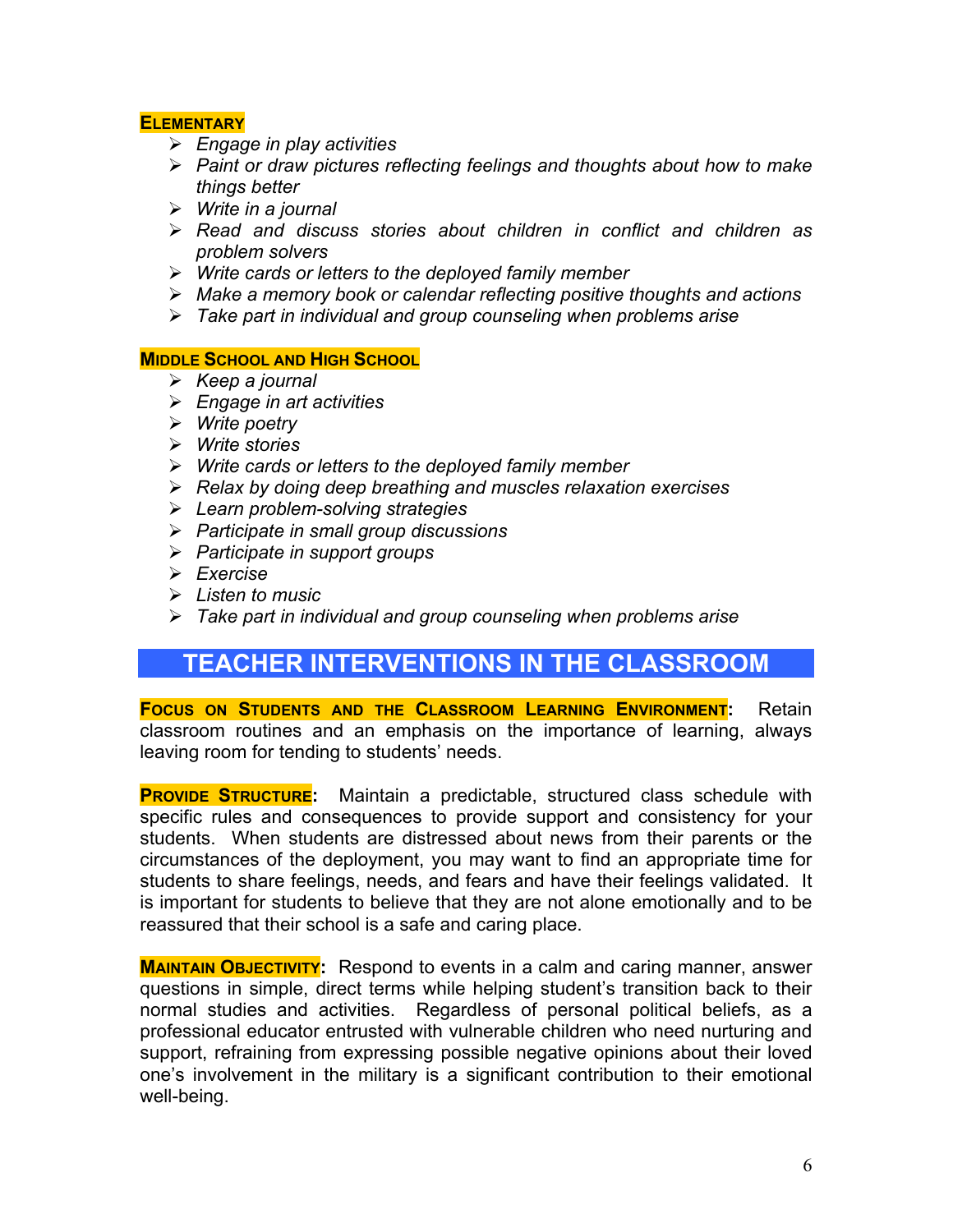**ELEMENTARY**

- *Engage in play activities*
- *Paint or draw pictures reflecting feelings and thoughts about how to make things better*
- *Write in a journal*
- *Read and discuss stories about children in conflict and children as problem solvers*
- *Write cards or letters to the deployed family member*
- *Make a memory book or calendar reflecting positive thoughts and actions*
- *Take part in individual and group counseling when problems arise*

**MIDDLE SCHOOL AND HIGH SCHOOL**

- *Keep a journal*
- *Engage in art activities*
- *Write poetry*
- *Write stories*
- *Write cards or letters to the deployed family member*
- *Relax by doing deep breathing and muscles relaxation exercises*
- *Learn problem-solving strategies*
- *Participate in small group discussions*
- *Participate in support groups*
- *Exercise*
- *Listen to music*
- *Take part in individual and group counseling when problems arise*

## TEACHER INTERVENTIONS IN THE CLASSROOM

**FOCUS ON STUDENTS AND THE CLASSROOM LEARNING ENVIRONMENT:** Retain classroom routines and an emphasis on the importance of learning, always leaving room for tending to students' needs.

**PROVIDE STRUCTURE:** Maintain a predictable, structured class schedule with specific rules and consequences to provide support and consistency for your students. When students are distressed about news from their parents or the circumstances of the deployment, you may want to find an appropriate time for students to share feelings, needs, and fears and have their feelings validated. It is important for students to believe that they are not alone emotionally and to be reassured that their school is a safe and caring place.

**MAINTAIN OBJECTIVITY:** Respond to events in a calm and caring manner, answer questions in simple, direct terms while helping student's transition back to their normal studies and activities. Regardless of personal political beliefs, as a professional educator entrusted with vulnerable children who need nurturing and support, refraining from expressing possible negative opinions about their loved one's involvement in the military is a significant contribution to their emotional well-being.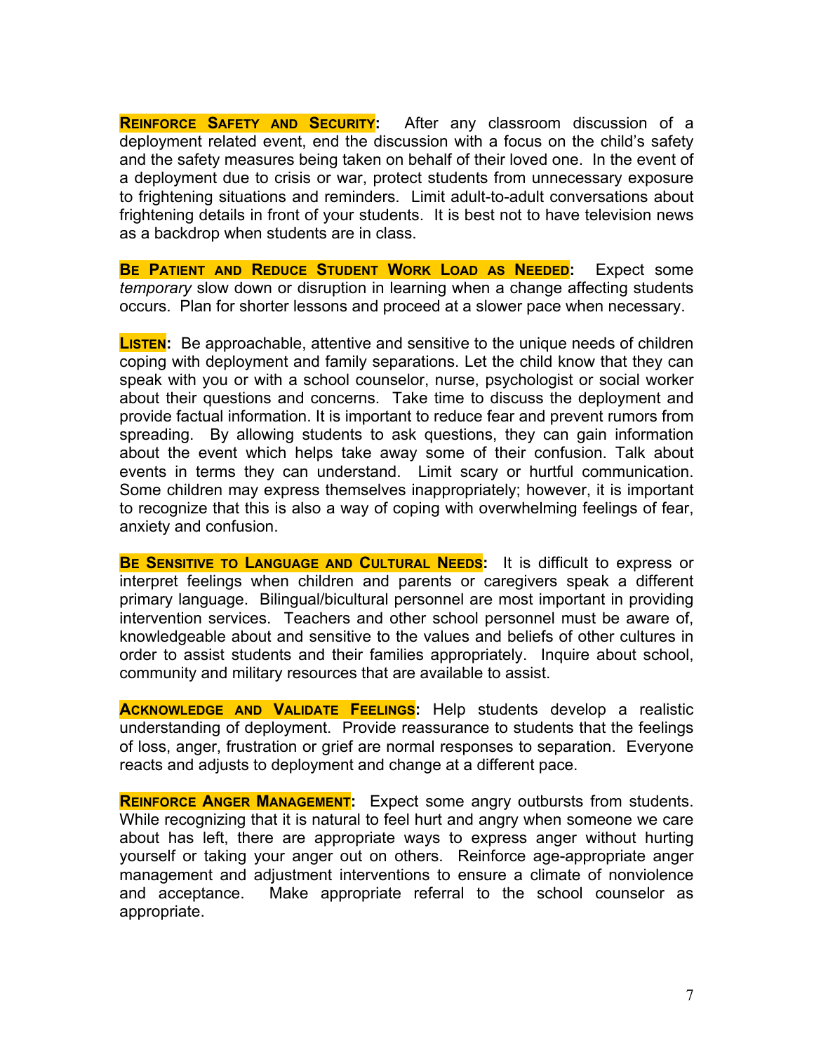**Reinforce Safety and Security:** After any classroom discussion of a deployment related event, end the discussion with a focus on the child's safety and the safety measures being taken on behalf of their loved one. In the event of a deployment due to crisis or war, protect students from unnecessary exposure to frightening situations and reminders. Limit adult-to-adult conversations about frightening details in front of your students. It is best not to have television news as a backdrop when students are in class.

**Be Patient and Reduce Student Work Load as Needed:** Expect some *temporary* slow down or disruption in learning when a change affecting students occurs. Plan for shorter lessons and proceed at a slower pace when necessary.

**Listen:** Be approachable, attentive and sensitive to the unique needs of children coping with deployment and family separations. Let the child know that they can speak with you or with a school counselor, nurse, psychologist or social worker about their questions and concerns. Take time to discuss the deployment and provide factual information. It is important to reduce fear and prevent rumors from spreading. By allowing students to ask questions, they can gain information about the event which helps take away some of their confusion. Talk about events in terms they can understand. Limit scary or hurtful communication. Some children may express themselves inappropriately; however, it is important to recognize that this is also a way of coping with overwhelming feelings of fear, anxiety and confusion.

**Be Sensitive to Language and Cultural Needs:** It is difficult to express or interpret feelings when children and parents or caregivers speak a different primary language. Bilingual/bicultural personnel are most important in providing intervention services. Teachers and other school personnel must be aware of, knowledgeable about and sensitive to the values and beliefs of other cultures in order to assist students and their families appropriately. Inquire about school, community and military resources that are available to assist.

**Acknowledge and Validate Feelings:** Help students develop a realistic understanding of deployment. Provide reassurance to students that the feelings of loss, anger, frustration or grief are normal responses to separation. Everyone reacts and adjusts to deployment and change at a different pace.

**Reinforce Anger Management:** Expect some angry outbursts from students. While recognizing that it is natural to feel hurt and angry when someone we care about has left, there are appropriate ways to express anger without hurting yourself or taking your anger out on others. Reinforce age-appropriate anger management and adjustment interventions to ensure a climate of nonviolence and acceptance. Make appropriate referral to the school counselor as appropriate.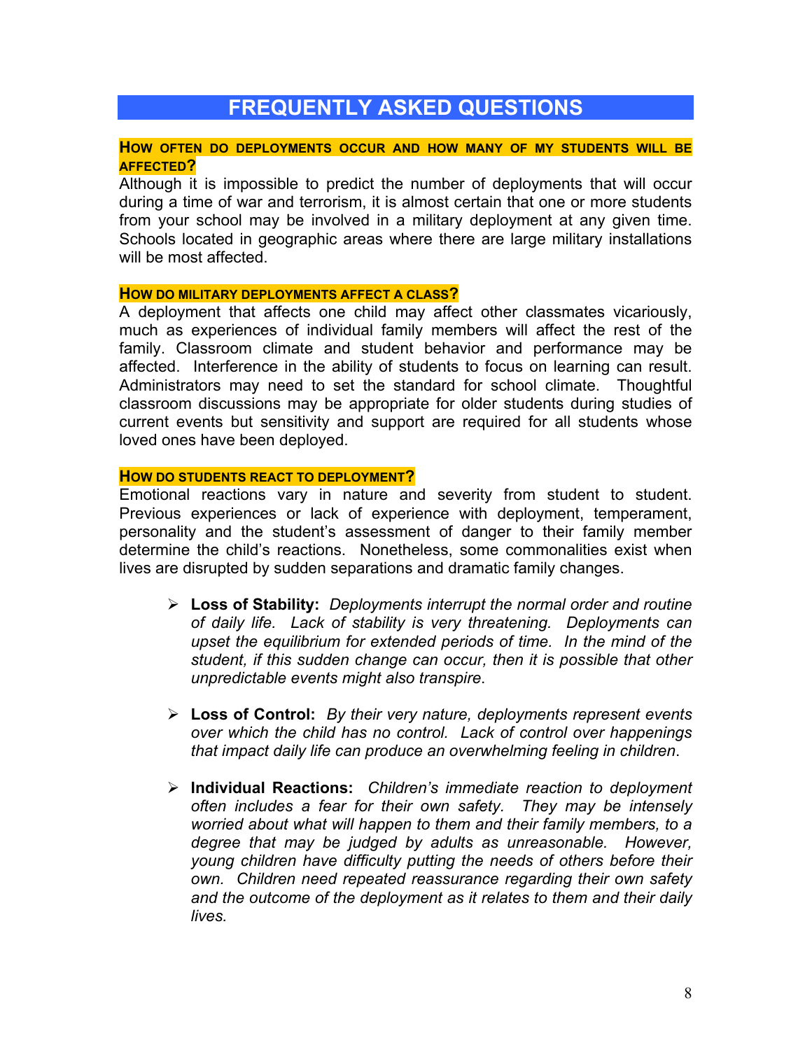# FREQUENTLY ASKED QUESTIONS

### HOW OFTEN DO DEPLOYMENTS OCCUR AND HOW MANY OF MY STUDENTS WILL BE AFFECTED?

Although it is impossible to predict the number of deployments that will occur during a time of war and terrorism, it is almost certain that one or more students from your school may be involved in a military deployment at any given time. Schools located in geographic areas where there are large military installations will be most affected.

### HOW DO MILITARY DEPLOYMENTS AFFECT A CLASS?

A deployment that affects one child may affect other classmates vicariously, much as experiences of individual family members will affect the rest of the family. Classroom climate and student behavior and performance may be affected. Interference in the ability of students to focus on learning can result. Administrators may need to set the standard for school climate. Thoughtful classroom discussions may be appropriate for older students during studies of current events but sensitivity and support are required for all students whose loved ones have been deployed.

### HOW DO STUDENTS REACT TO DEPLOYMENT?

Emotional reactions vary in nature and severity from student to student. Previous experiences or lack of experience with deployment, temperament, personality and the student's assessment of danger to their family member determine the child's reactions. Nonetheless, some commonalities exist when lives are disrupted by sudden separations and dramatic family changes.

- **Loss of Stability:** *Deployments interrupt the normal order and routine of daily life. Lack of stability is very threatening. Deployments can upset the equilibrium for extended periods of time. In the mind of the student, if this sudden change can occur, then it is possible that other unpredictable events might also transpire*.

- **Loss of Control:** *By their very nature, deployments represent events over which the child has no control. Lack of control over happenings that impact daily life can produce an overwhelming feeling in children*.

- **Individual Reactions:** *Children's immediate reaction to deployment often includes a fear for their own safety. They may be intensely worried about what will happen to them and their family members, to a degree that may be judged by adults as unreasonable. However, young children have difficulty putting the needs of others before their own. Children need repeated reassurance regarding their own safety and the outcome of the deployment as it relates to them and their daily lives.*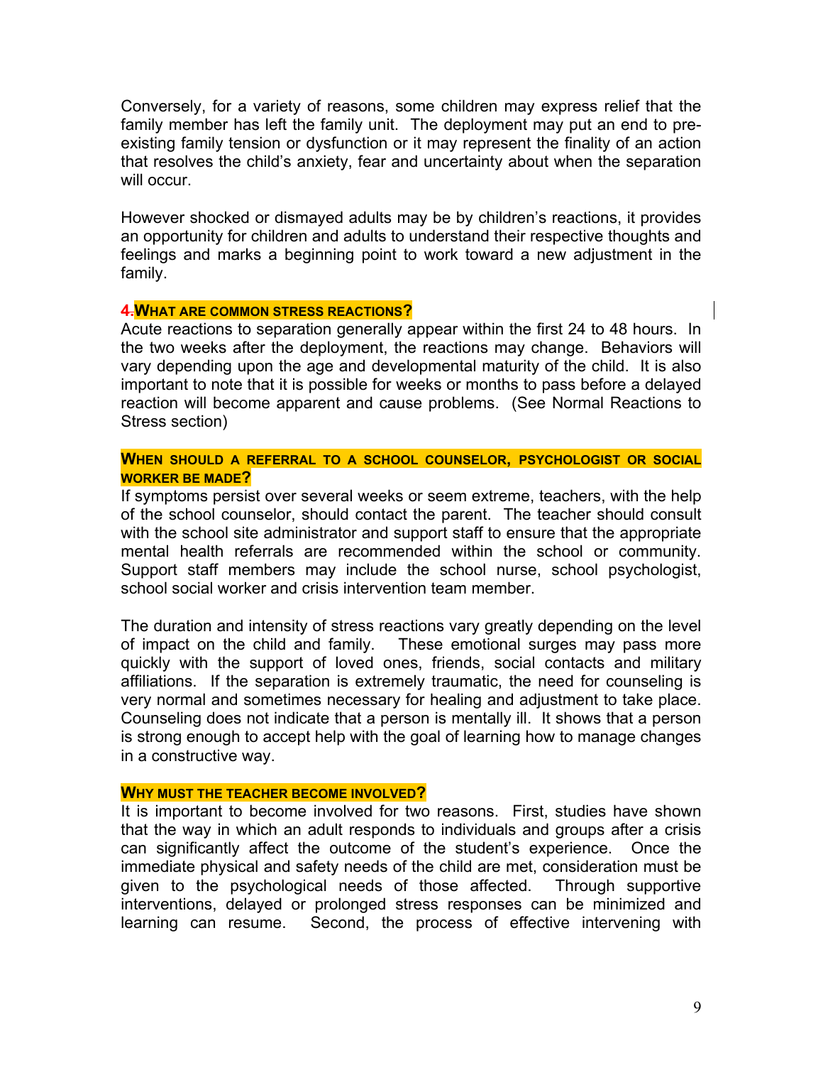Conversely, for a variety of reasons, some children may express relief that the family member has left the family unit. The deployment may put an end to pre-existing family tension or dysfunction or it may represent the finality of an action that resolves the child's anxiety, fear and uncertainty about when the separation will occur.

However shocked or dismayed adults may be by children's reactions, it provides an opportunity for children and adults to understand their respective thoughts and feelings and marks a beginning point to work toward a new adjustment in the family.

### 4. WHAT ARE COMMON STRESS REACTIONS?

Acute reactions to separation generally appear within the first 24 to 48 hours. In the two weeks after the deployment, the reactions may change. Behaviors will vary depending upon the age and developmental maturity of the child. It is also important to note that it is possible for weeks or months to pass before a delayed reaction will become apparent and cause problems. (See Normal Reactions to Stress section)

### WHEN SHOULD A REFERRAL TO A SCHOOL COUNSELOR, PSYCHOLOGIST OR SOCIAL WORKER BE MADE?

If symptoms persist over several weeks or seem extreme, teachers, with the help of the school counselor, should contact the parent. The teacher should consult with the school site administrator and support staff to ensure that the appropriate mental health referrals are recommended within the school or community. Support staff members may include the school nurse, school psychologist, school social worker and crisis intervention team member.

The duration and intensity of stress reactions vary greatly depending on the level of impact on the child and family. These emotional surges may pass more quickly with the support of loved ones, friends, social contacts and military affiliations. If the separation is extremely traumatic, the need for counseling is very normal and sometimes necessary for healing and adjustment to take place. Counseling does not indicate that a person is mentally ill. It shows that a person is strong enough to accept help with the goal of learning how to manage changes in a constructive way.

### WHY MUST THE TEACHER BECOME INVOLVED?

It is important to become involved for two reasons. First, studies have shown that the way in which an adult responds to individuals and groups after a crisis can significantly affect the outcome of the student's experience. Once the immediate physical and safety needs of the child are met, consideration must be given to the psychological needs of those affected. Through supportive interventions, delayed or prolonged stress responses can be minimized and learning can resume. Second, the process of effective intervening with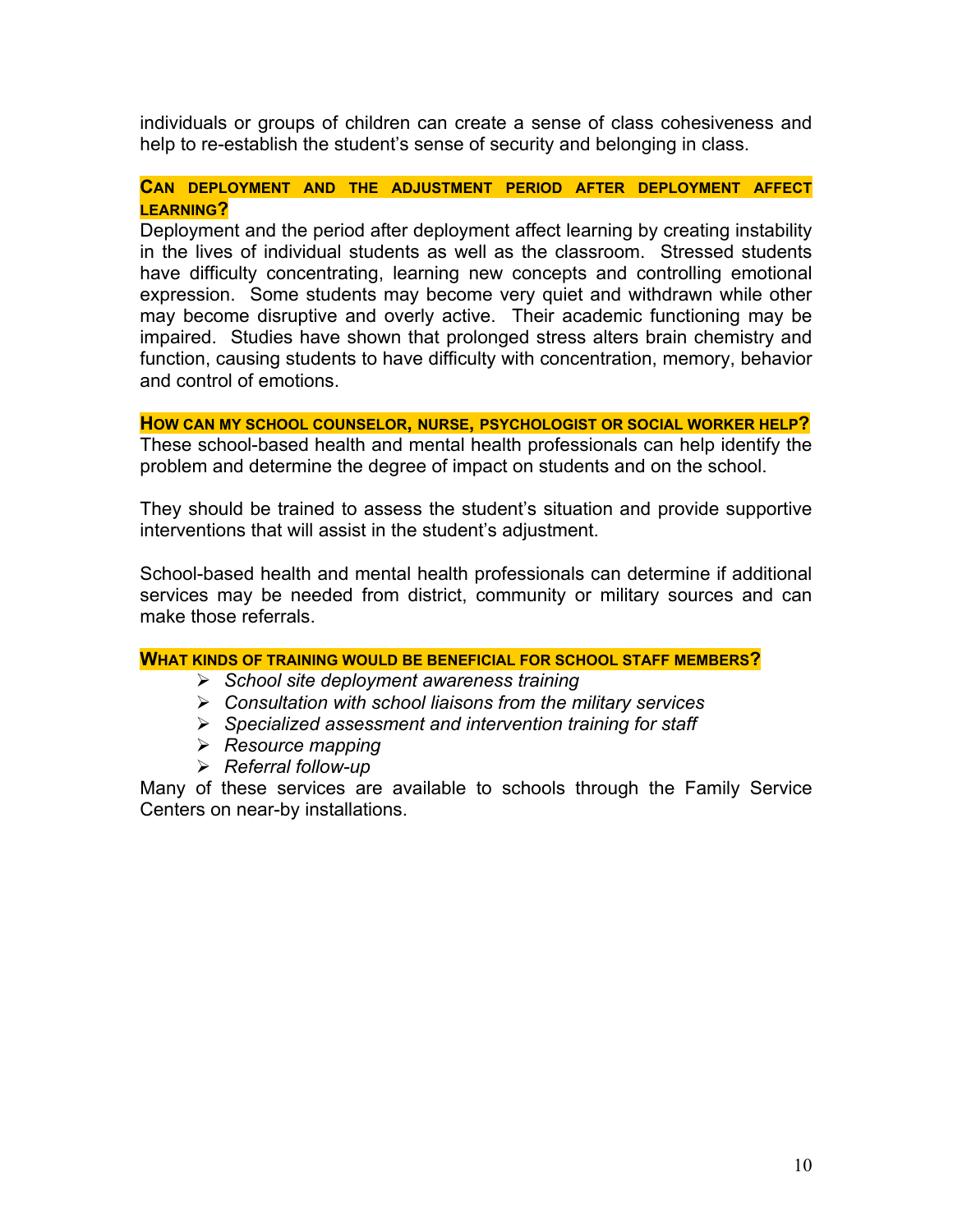individuals or groups of children can create a sense of class cohesiveness and help to re-establish the student's sense of security and belonging in class.

### CAN DEPLOYMENT AND THE ADJUSTMENT PERIOD AFTER DEPLOYMENT AFFECT LEARNING?

Deployment and the period after deployment affect learning by creating instability in the lives of individual students as well as the classroom. Stressed students have difficulty concentrating, learning new concepts and controlling emotional expression. Some students may become very quiet and withdrawn while other may become disruptive and overly active. Their academic functioning may be impaired. Studies have shown that prolonged stress alters brain chemistry and function, causing students to have difficulty with concentration, memory, behavior and control of emotions.

### HOW CAN MY SCHOOL COUNSELOR, NURSE, PSYCHOLOGIST OR SOCIAL WORKER HELP?

These school-based health and mental health professionals can help identify the problem and determine the degree of impact on students and on the school.

They should be trained to assess the student's situation and provide supportive interventions that will assist in the student's adjustment.

School-based health and mental health professionals can determine if additional services may be needed from district, community or military sources and can make those referrals.

### WHAT KINDS OF TRAINING WOULD BE BENEFICIAL FOR SCHOOL STAFF MEMBERS?

- *School site deployment awareness training*
- *Consultation with school liaisons from the military services*
- *Specialized assessment and intervention training for staff*
- *Resource mapping*
- *Referral follow-up*

Many of these services are available to schools through the Family Service Centers on near-by installations.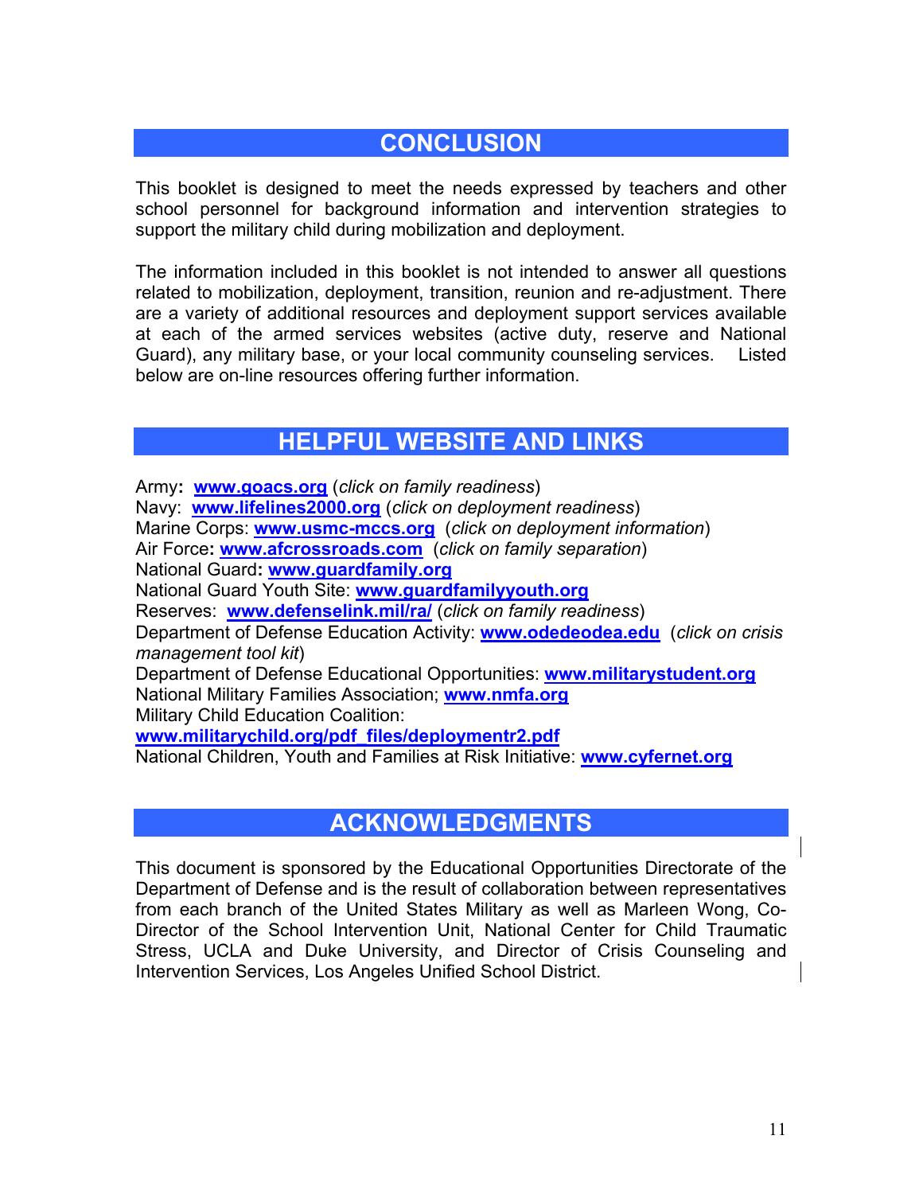## CONCLUSION

This booklet is designed to meet the needs expressed by teachers and other school personnel for background information and intervention strategies to support the military child during mobilization and deployment.

The information included in this booklet is not intended to answer all questions related to mobilization, deployment, transition, reunion and re-adjustment. There are a variety of additional resources and deployment support services available at each of the armed services websites (active duty, reserve and National Guard), any military base, or your local community counseling services. Listed below are on-line resources offering further information.

## HELPFUL WEBSITE AND LINKS

Army**:** **www.goacs.org** (*click on family readiness*)
Navy: **www.lifelines2000.org** (*click on deployment readiness*)
Marine Corps: **www.usmc-mccs.org** (*click on deployment information*)
Air Force**:** **www.afcrossroads.com** (*click on family separation*)
National Guard**:** **www.guardfamily.org**
National Guard Youth Site: **www.guardfamilyyouth.org**
Reserves: **www.defenselink.mil/ra/** (*click on family readiness*)
Department of Defense Education Activity: **www.odedeodea.edu** (*click on crisis management tool kit*)
Department of Defense Educational Opportunities: **www.militarystudent.org**
National Military Families Association; **www.nmfa.org**
Military Child Education Coalition:
**www.militarychild.org/pdf_files/deploymentr2.pdf**
National Children, Youth and Families at Risk Initiative: **www.cyfernet.org**

## ACKNOWLEDGMENTS

This document is sponsored by the Educational Opportunities Directorate of the Department of Defense and is the result of collaboration between representatives from each branch of the United States Military as well as Marleen Wong, Co-Director of the School Intervention Unit, National Center for Child Traumatic Stress, UCLA and Duke University, and Director of Crisis Counseling and Intervention Services, Los Angeles Unified School District.